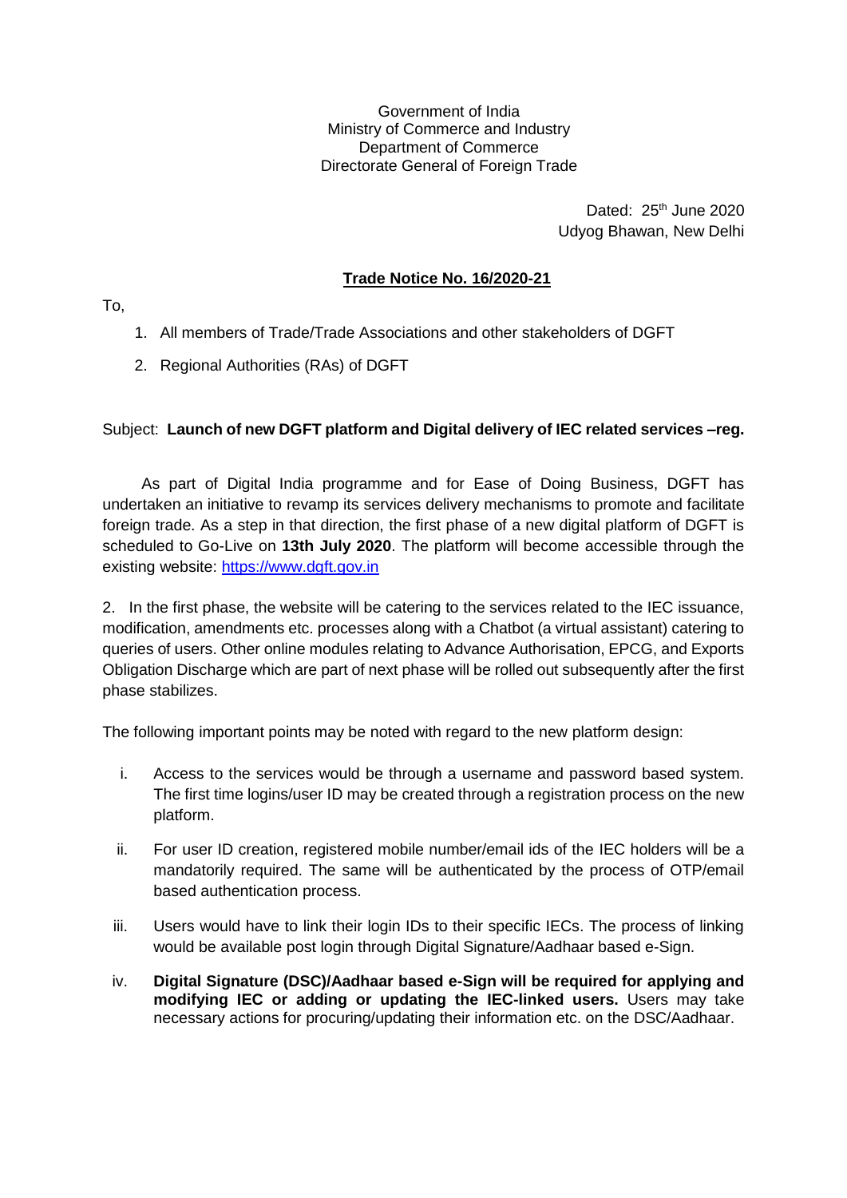Government of India
Ministry of Commerce and Industry
Department of Commerce
Directorate General of Foreign Trade

Dated: 25th June 2020
Udyog Bhawan, New Delhi

**Trade Notice No. 16/2020-21**

To,

1. All members of Trade/Trade Associations and other stakeholders of DGFT
2. Regional Authorities (RAs) of DGFT

Subject: **Launch of new DGFT platform and Digital delivery of IEC related services –reg.**

As part of Digital India programme and for Ease of Doing Business, DGFT has undertaken an initiative to revamp its services delivery mechanisms to promote and facilitate foreign trade. As a step in that direction, the first phase of a new digital platform of DGFT is scheduled to Go-Live on **13th July 2020**. The platform will become accessible through the existing website: https://www.dgft.gov.in

2. In the first phase, the website will be catering to the services related to the IEC issuance, modification, amendments etc. processes along with a Chatbot (a virtual assistant) catering to queries of users. Other online modules relating to Advance Authorisation, EPCG, and Exports Obligation Discharge which are part of next phase will be rolled out subsequently after the first phase stabilizes.

The following important points may be noted with regard to the new platform design:

i. Access to the services would be through a username and password based system. The first time logins/user ID may be created through a registration process on the new platform.

ii. For user ID creation, registered mobile number/email ids of the IEC holders will be a mandatorily required. The same will be authenticated by the process of OTP/email based authentication process.

iii. Users would have to link their login IDs to their specific IECs. The process of linking would be available post login through Digital Signature/Aadhaar based e-Sign.

iv. **Digital Signature (DSC)/Aadhaar based e-Sign will be required for applying and modifying IEC or adding or updating the IEC-linked users.** Users may take necessary actions for procuring/updating their information etc. on the DSC/Aadhaar.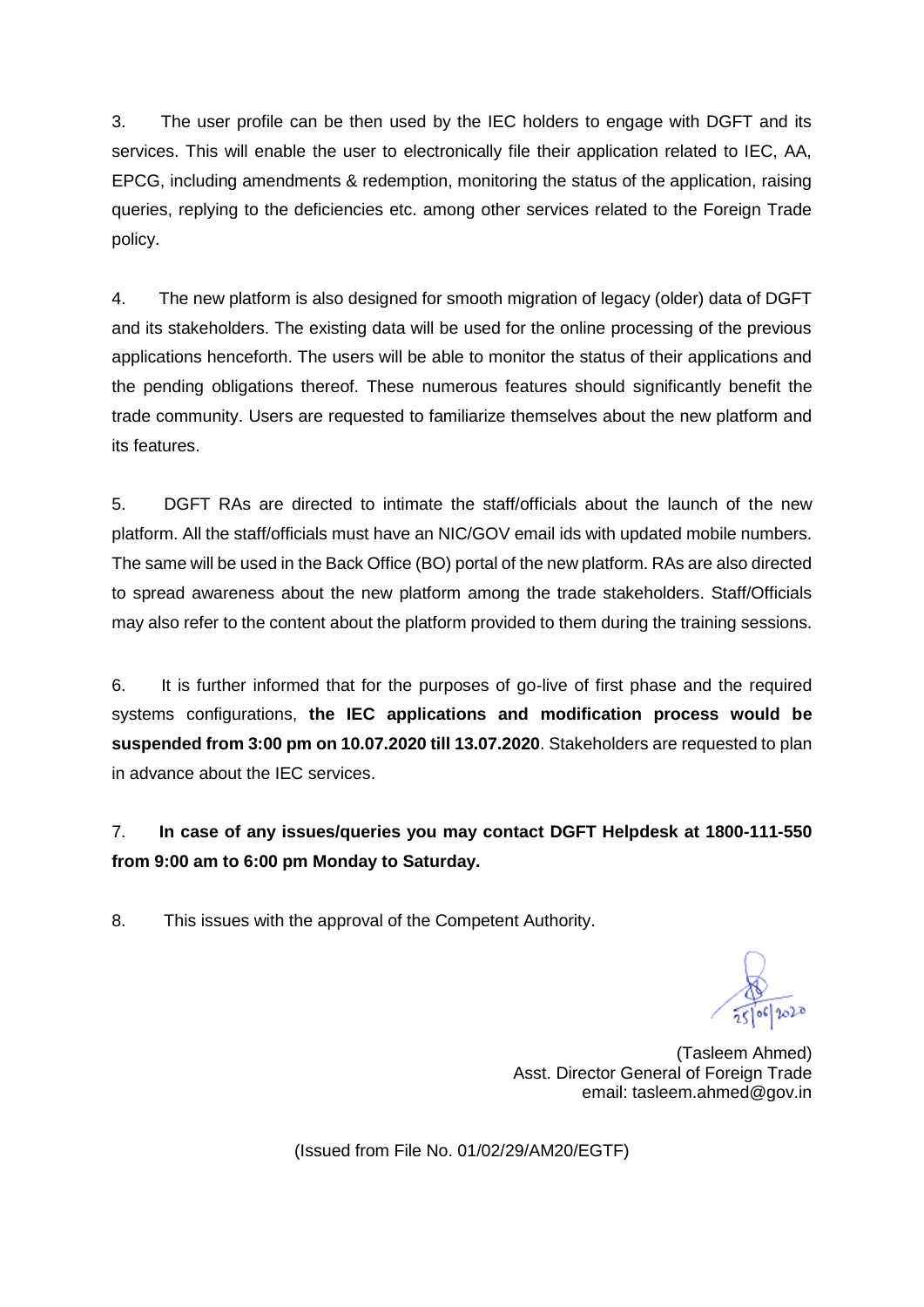3. The user profile can be then used by the IEC holders to engage with DGFT and its services. This will enable the user to electronically file their application related to IEC, AA, EPCG, including amendments & redemption, monitoring the status of the application, raising queries, replying to the deficiencies etc. among other services related to the Foreign Trade policy.

4. The new platform is also designed for smooth migration of legacy (older) data of DGFT and its stakeholders. The existing data will be used for the online processing of the previous applications henceforth. The users will be able to monitor the status of their applications and the pending obligations thereof. These numerous features should significantly benefit the trade community. Users are requested to familiarize themselves about the new platform and its features.

5. DGFT RAs are directed to intimate the staff/officials about the launch of the new platform. All the staff/officials must have an NIC/GOV email ids with updated mobile numbers. The same will be used in the Back Office (BO) portal of the new platform. RAs are also directed to spread awareness about the new platform among the trade stakeholders. Staff/Officials may also refer to the content about the platform provided to them during the training sessions.

6. It is further informed that for the purposes of go-live of first phase and the required systems configurations, **the IEC applications and modification process would be suspended from 3:00 pm on 10.07.2020 till 13.07.2020**. Stakeholders are requested to plan in advance about the IEC services.

7. **In case of any issues/queries you may contact DGFT Helpdesk at 1800-111-550 from 9:00 am to 6:00 pm Monday to Saturday.**

8. This issues with the approval of the Competent Authority.

25/06/2020

(Tasleem Ahmed)
Asst. Director General of Foreign Trade
email: tasleem.ahmed@gov.in

(Issued from File No. 01/02/29/AM20/EGTF)